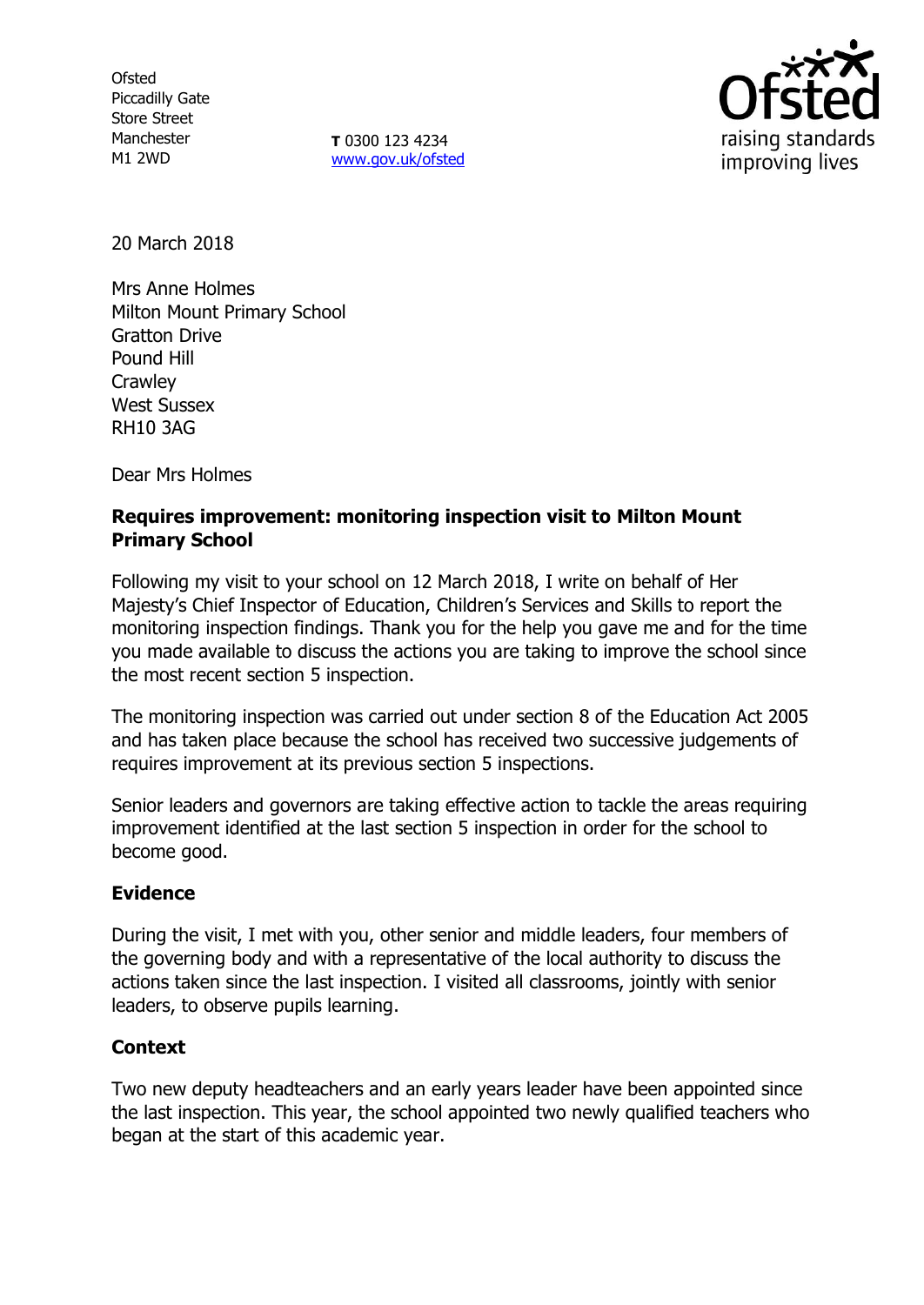Ofsted
Piccadilly Gate
Store Street
Manchester
M1 2WD

**T** 0300 123 4234
www.gov.uk/ofsted

Ofsted
raising standards
improving lives

20 March 2018

Mrs Anne Holmes
Milton Mount Primary School
Gratton Drive
Pound Hill
Crawley
West Sussex
RH10 3AG

Dear Mrs Holmes

**Requires improvement: monitoring inspection visit to Milton Mount Primary School**

Following my visit to your school on 12 March 2018, I write on behalf of Her Majesty's Chief Inspector of Education, Children's Services and Skills to report the monitoring inspection findings. Thank you for the help you gave me and for the time you made available to discuss the actions you are taking to improve the school since the most recent section 5 inspection.

The monitoring inspection was carried out under section 8 of the Education Act 2005 and has taken place because the school has received two successive judgements of requires improvement at its previous section 5 inspections.

Senior leaders and governors are taking effective action to tackle the areas requiring improvement identified at the last section 5 inspection in order for the school to become good.

## Evidence

During the visit, I met with you, other senior and middle leaders, four members of the governing body and with a representative of the local authority to discuss the actions taken since the last inspection. I visited all classrooms, jointly with senior leaders, to observe pupils learning.

## Context

Two new deputy headteachers and an early years leader have been appointed since the last inspection. This year, the school appointed two newly qualified teachers who began at the start of this academic year.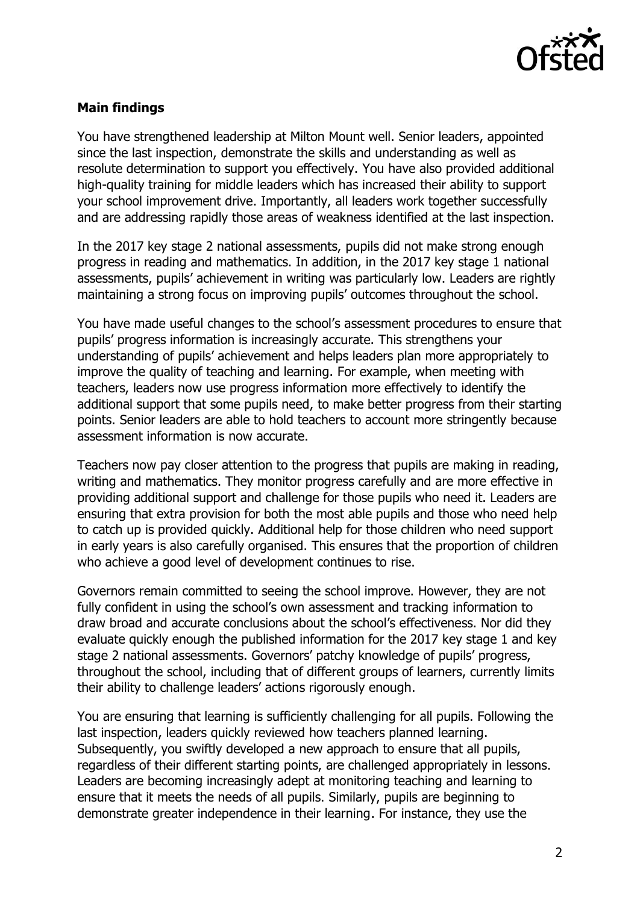**Main findings**

You have strengthened leadership at Milton Mount well. Senior leaders, appointed since the last inspection, demonstrate the skills and understanding as well as resolute determination to support you effectively. You have also provided additional high-quality training for middle leaders which has increased their ability to support your school improvement drive. Importantly, all leaders work together successfully and are addressing rapidly those areas of weakness identified at the last inspection.

In the 2017 key stage 2 national assessments, pupils did not make strong enough progress in reading and mathematics. In addition, in the 2017 key stage 1 national assessments, pupils' achievement in writing was particularly low. Leaders are rightly maintaining a strong focus on improving pupils' outcomes throughout the school.

You have made useful changes to the school's assessment procedures to ensure that pupils' progress information is increasingly accurate. This strengthens your understanding of pupils' achievement and helps leaders plan more appropriately to improve the quality of teaching and learning. For example, when meeting with teachers, leaders now use progress information more effectively to identify the additional support that some pupils need, to make better progress from their starting points. Senior leaders are able to hold teachers to account more stringently because assessment information is now accurate.

Teachers now pay closer attention to the progress that pupils are making in reading, writing and mathematics. They monitor progress carefully and are more effective in providing additional support and challenge for those pupils who need it. Leaders are ensuring that extra provision for both the most able pupils and those who need help to catch up is provided quickly. Additional help for those children who need support in early years is also carefully organised. This ensures that the proportion of children who achieve a good level of development continues to rise.

Governors remain committed to seeing the school improve. However, they are not fully confident in using the school's own assessment and tracking information to draw broad and accurate conclusions about the school's effectiveness. Nor did they evaluate quickly enough the published information for the 2017 key stage 1 and key stage 2 national assessments. Governors' patchy knowledge of pupils' progress, throughout the school, including that of different groups of learners, currently limits their ability to challenge leaders' actions rigorously enough.

You are ensuring that learning is sufficiently challenging for all pupils. Following the last inspection, leaders quickly reviewed how teachers planned learning. Subsequently, you swiftly developed a new approach to ensure that all pupils, regardless of their different starting points, are challenged appropriately in lessons. Leaders are becoming increasingly adept at monitoring teaching and learning to ensure that it meets the needs of all pupils. Similarly, pupils are beginning to demonstrate greater independence in their learning. For instance, they use the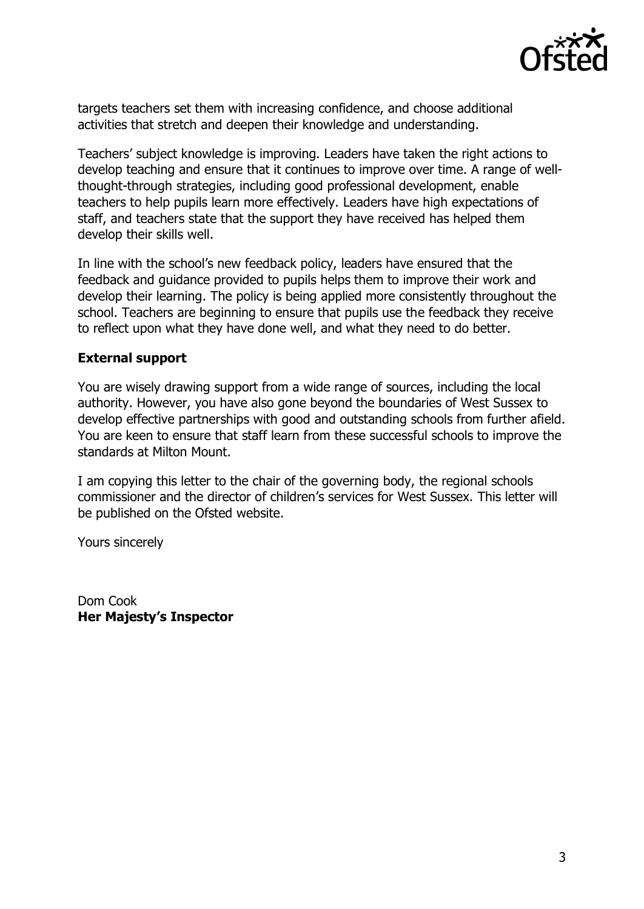targets teachers set them with increasing confidence, and choose additional activities that stretch and deepen their knowledge and understanding.

Teachers' subject knowledge is improving. Leaders have taken the right actions to develop teaching and ensure that it continues to improve over time. A range of well-thought-through strategies, including good professional development, enable teachers to help pupils learn more effectively. Leaders have high expectations of staff, and teachers state that the support they have received has helped them develop their skills well.

In line with the school's new feedback policy, leaders have ensured that the feedback and guidance provided to pupils helps them to improve their work and develop their learning. The policy is being applied more consistently throughout the school. Teachers are beginning to ensure that pupils use the feedback they receive to reflect upon what they have done well, and what they need to do better.

### External support

You are wisely drawing support from a wide range of sources, including the local authority. However, you have also gone beyond the boundaries of West Sussex to develop effective partnerships with good and outstanding schools from further afield. You are keen to ensure that staff learn from these successful schools to improve the standards at Milton Mount.

I am copying this letter to the chair of the governing body, the regional schools commissioner and the director of children's services for West Sussex. This letter will be published on the Ofsted website.

Yours sincerely

Dom Cook
**Her Majesty's Inspector**